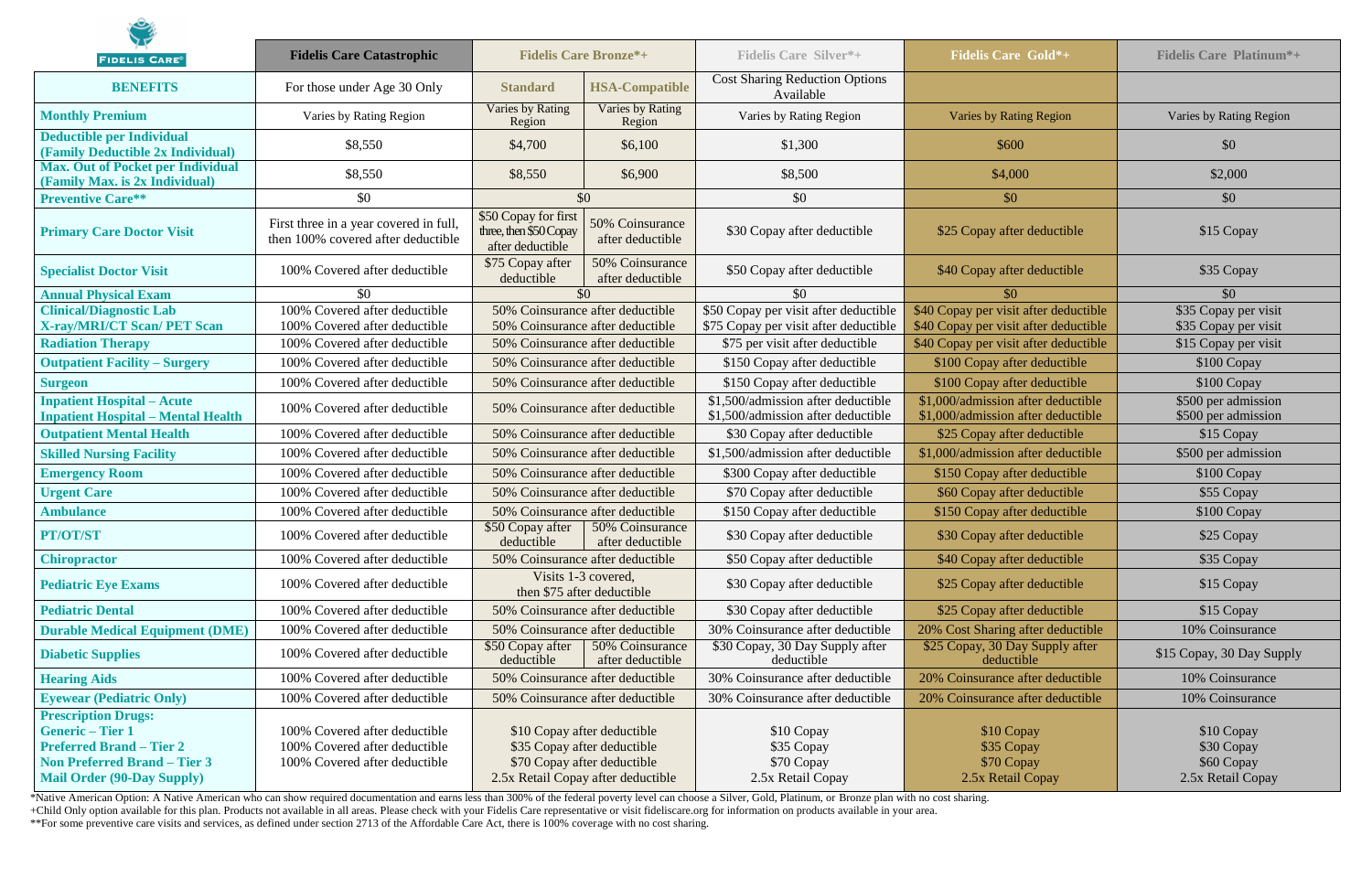| FIDELIS CARE | Fidelis Care Catastrophic | Fidelis Care Bronze*+ | | Fidelis Care Silver*+ | Fidelis Care Gold*+ | Fidelis Care Platinum*+ |
|---|---|---|---|---|---|---|
| **BENEFITS** | For those under Age 30 Only | **Standard** | **HSA-Compatible** | Cost Sharing Reduction Options Available | | |
| **Monthly Premium** | Varies by Rating Region | Varies by Rating Region | Varies by Rating Region | Varies by Rating Region | Varies by Rating Region | Varies by Rating Region |
| **Deductible per Individual (Family Deductible 2x Individual)** | $8,550 | $4,700 | $6,100 | $1,300 | $600 | $0 |
| **Max. Out of Pocket per Individual (Family Max. is 2x Individual)** | $8,550 | $8,550 | $6,900 | $8,500 | $4,000 | $2,000 |
| **Preventive Care**** | $0 | $0 | | $0 | $0 | $0 |
| **Primary Care Doctor Visit** | First three in a year covered in full, then 100% covered after deductible | $50 Copay for first three, then $50 Copay after deductible | 50% Coinsurance after deductible | $30 Copay after deductible | $25 Copay after deductible | $15 Copay |
| **Specialist Doctor Visit** | 100% Covered after deductible | $75 Copay after deductible | 50% Coinsurance after deductible | $50 Copay after deductible | $40 Copay after deductible | $35 Copay |
| **Annual Physical Exam** | $0 | $0 | | $0 | $0 | $0 |
| **Clinical/Diagnostic Lab** | 100% Covered after deductible | 50% Coinsurance after deductible | | $50 Copay per visit after deductible | $40 Copay per visit after deductible | $35 Copay per visit |
| **X-ray/MRI/CT Scan/ PET Scan** | 100% Covered after deductible | 50% Coinsurance after deductible | | $75 Copay per visit after deductible | $40 Copay per visit after deductible | $35 Copay per visit |
| **Radiation Therapy** | 100% Covered after deductible | 50% Coinsurance after deductible | | $75 per visit after deductible | $40 Copay per visit after deductible | $15 Copay per visit |
| **Outpatient Facility – Surgery** | 100% Covered after deductible | 50% Coinsurance after deductible | | $150 Copay after deductible | $100 Copay after deductible | $100 Copay |
| **Surgeon** | 100% Covered after deductible | 50% Coinsurance after deductible | | $150 Copay after deductible | $100 Copay after deductible | $100 Copay |
| **Inpatient Hospital – Acute** | 100% Covered after deductible | 50% Coinsurance after deductible | | $1,500/admission after deductible | $1,000/admission after deductible | $500 per admission |
| **Inpatient Hospital – Mental Health** | 100% Covered after deductible | 50% Coinsurance after deductible | | $1,500/admission after deductible | $1,000/admission after deductible | $500 per admission |
| **Outpatient Mental Health** | 100% Covered after deductible | 50% Coinsurance after deductible | | $30 Copay after deductible | $25 Copay after deductible | $15 Copay |
| **Skilled Nursing Facility** | 100% Covered after deductible | 50% Coinsurance after deductible | | $1,500/admission after deductible | $1,000/admission after deductible | $500 per admission |
| **Emergency Room** | 100% Covered after deductible | 50% Coinsurance after deductible | | $300 Copay after deductible | $150 Copay after deductible | $100 Copay |
| **Urgent Care** | 100% Covered after deductible | 50% Coinsurance after deductible | | $70 Copay after deductible | $60 Copay after deductible | $55 Copay |
| **Ambulance** | 100% Covered after deductible | 50% Coinsurance after deductible | | $150 Copay after deductible | $150 Copay after deductible | $100 Copay |
| **PT/OT/ST** | 100% Covered after deductible | $50 Copay after deductible | 50% Coinsurance after deductible | $30 Copay after deductible | $30 Copay after deductible | $25 Copay |
| **Chiropractor** | 100% Covered after deductible | 50% Coinsurance after deductible | | $50 Copay after deductible | $40 Copay after deductible | $35 Copay |
| **Pediatric Eye Exams** | 100% Covered after deductible | Visits 1-3 covered, then $75 after deductible | | $30 Copay after deductible | $25 Copay after deductible | $15 Copay |
| **Pediatric Dental** | 100% Covered after deductible | 50% Coinsurance after deductible | | $30 Copay after deductible | $25 Copay after deductible | $15 Copay |
| **Durable Medical Equipment (DME)** | 100% Covered after deductible | 50% Coinsurance after deductible | | 30% Coinsurance after deductible | 20% Cost Sharing after deductible | 10% Coinsurance |
| **Diabetic Supplies** | 100% Covered after deductible | $50 Copay after deductible | 50% Coinsurance after deductible | $30 Copay, 30 Day Supply after deductible | $25 Copay, 30 Day Supply after deductible | $15 Copay, 30 Day Supply |
| **Hearing Aids** | 100% Covered after deductible | 50% Coinsurance after deductible | | 30% Coinsurance after deductible | 20% Coinsurance after deductible | 10% Coinsurance |
| **Eyewear (Pediatric Only)** | 100% Covered after deductible | 50% Coinsurance after deductible | | 30% Coinsurance after deductible | 20% Coinsurance after deductible | 10% Coinsurance |
| **Prescription Drugs:** | | | | | | |
| **Generic – Tier 1** | 100% Covered after deductible | $10 Copay after deductible | | $10 Copay | $10 Copay | $10 Copay |
| **Preferred Brand – Tier 2** | 100% Covered after deductible | $35 Copay after deductible | | $35 Copay | $35 Copay | $30 Copay |
| **Non Preferred Brand – Tier 3** | 100% Covered after deductible | $70 Copay after deductible | | $70 Copay | $70 Copay | $60 Copay |
| **Mail Order (90-Day Supply)** | | 2.5x Retail Copay after deductible | | 2.5x Retail Copay | 2.5x Retail Copay | 2.5x Retail Copay |

*Native American Option: A Native American who can show required documentation and earns less than 300% of the federal poverty level can choose a Silver, Gold, Platinum, or Bronze plan with no cost sharing.
+Child Only option available for this plan. Products not available in all areas. Please check with your Fidelis Care representative or visit fideliscare.org for information on products available in your area.
**For some preventive care visits and services, as defined under section 2713 of the Affordable Care Act, there is 100% coverage with no cost sharing.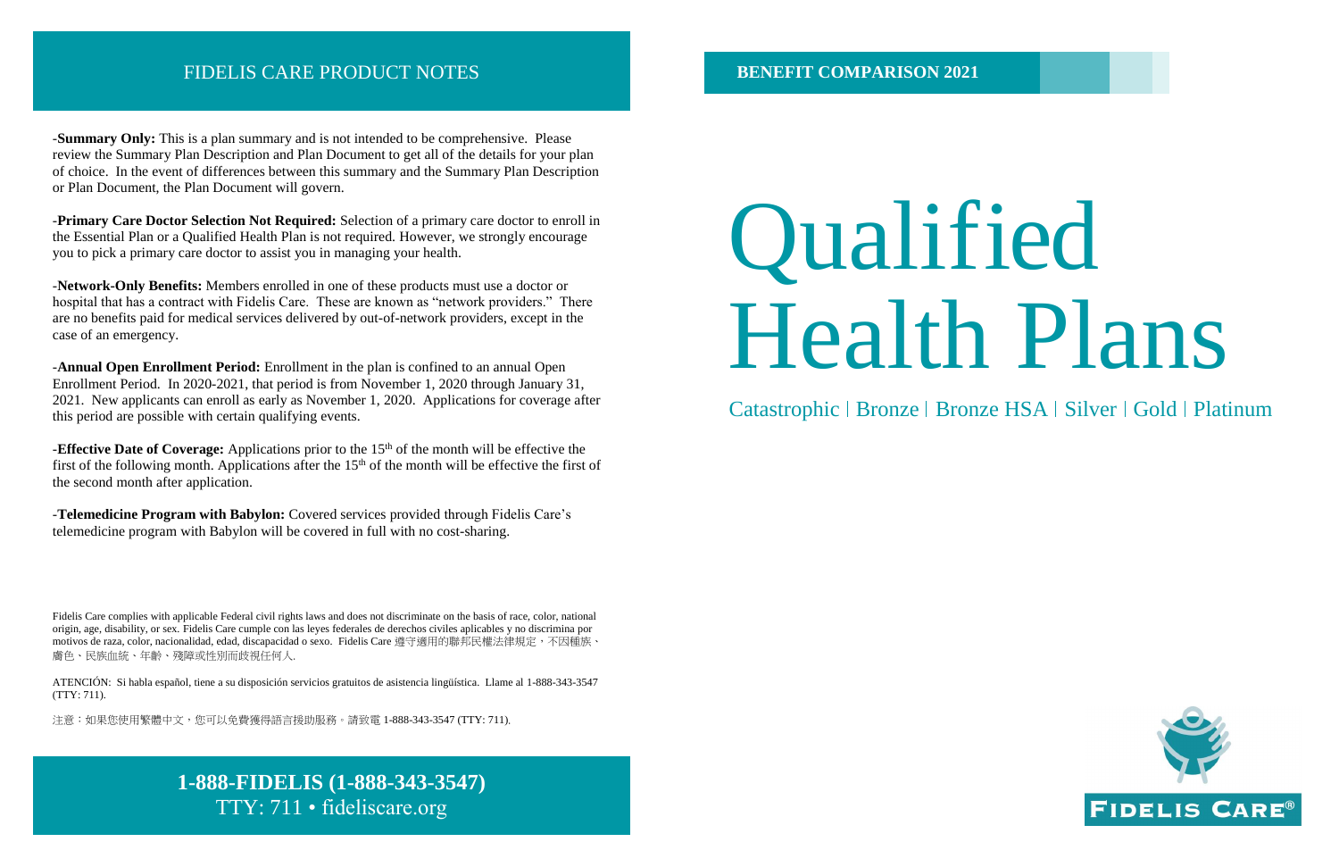## FIDELIS CARE PRODUCT NOTES

-**Summary Only:** This is a plan summary and is not intended to be comprehensive. Please review the Summary Plan Description and Plan Document to get all of the details for your plan of choice. In the event of differences between this summary and the Summary Plan Description or Plan Document, the Plan Document will govern.

-**Primary Care Doctor Selection Not Required:** Selection of a primary care doctor to enroll in the Essential Plan or a Qualified Health Plan is not required. However, we strongly encourage you to pick a primary care doctor to assist you in managing your health.

-**Network-Only Benefits:** Members enrolled in one of these products must use a doctor or hospital that has a contract with Fidelis Care. These are known as "network providers." There are no benefits paid for medical services delivered by out-of-network providers, except in the case of an emergency.

-**Annual Open Enrollment Period:** Enrollment in the plan is confined to an annual Open Enrollment Period. In 2020-2021, that period is from November 1, 2020 through January 31, 2021. New applicants can enroll as early as November 1, 2020. Applications for coverage after this period are possible with certain qualifying events.

-**Effective Date of Coverage:** Applications prior to the 15th of the month will be effective the first of the following month. Applications after the 15th of the month will be effective the first of the second month after application.

-**Telemedicine Program with Babylon:** Covered services provided through Fidelis Care's telemedicine program with Babylon will be covered in full with no cost-sharing.

Fidelis Care complies with applicable Federal civil rights laws and does not discriminate on the basis of race, color, national origin, age, disability, or sex. Fidelis Care cumple con las leyes federales de derechos civiles aplicables y no discrimina por motivos de raza, color, nacionalidad, edad, discapacidad o sexo. Fidelis Care 遵守適用的聯邦民權法律規定，不因種族、膚色、民族血統、年齡、殘障或性別而歧視任何人.

ATENCIÓN: Si habla español, tiene a su disposición servicios gratuitos de asistencia lingüística. Llame al 1-888-343-3547 (TTY: 711).

注意：如果您使用繁體中文，您可以免費獲得語言援助服務。請致電 1-888-343-3547 (TTY: 711).

**1-888-FIDELIS (1-888-343-3547)**
TTY: 711 • fideliscare.org

**BENEFIT COMPARISON 2021**

# Qualified Health Plans

Catastrophic | Bronze | Bronze HSA | Silver | Gold | Platinum

FIDELIS CARE®